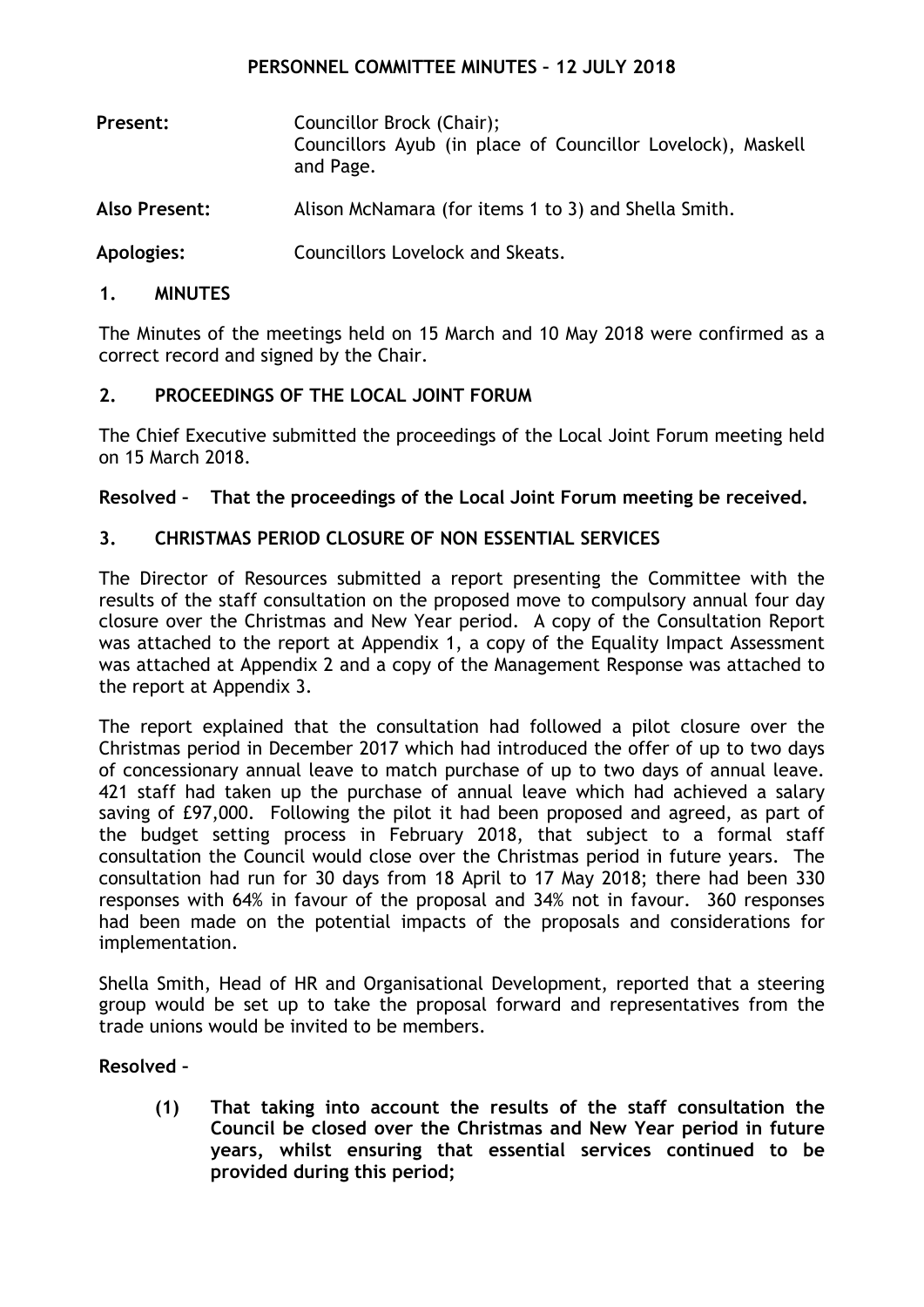# PERSONNEL COMMITTEE MINUTES – 12 JULY 2018

**Present:** Councillor Brock (Chair); Councillors Ayub (in place of Councillor Lovelock), Maskell and Page.

**Also Present:** Alison McNamara (for items 1 to 3) and Shella Smith.

**Apologies:** Councillors Lovelock and Skeats.

## 1. MINUTES

The Minutes of the meetings held on 15 March and 10 May 2018 were confirmed as a correct record and signed by the Chair.

## 2. PROCEEDINGS OF THE LOCAL JOINT FORUM

The Chief Executive submitted the proceedings of the Local Joint Forum meeting held on 15 March 2018.

**Resolved – That the proceedings of the Local Joint Forum meeting be received.**

## 3. CHRISTMAS PERIOD CLOSURE OF NON ESSENTIAL SERVICES

The Director of Resources submitted a report presenting the Committee with the results of the staff consultation on the proposed move to compulsory annual four day closure over the Christmas and New Year period. A copy of the Consultation Report was attached to the report at Appendix 1, a copy of the Equality Impact Assessment was attached at Appendix 2 and a copy of the Management Response was attached to the report at Appendix 3.

The report explained that the consultation had followed a pilot closure over the Christmas period in December 2017 which had introduced the offer of up to two days of concessionary annual leave to match purchase of up to two days of annual leave. 421 staff had taken up the purchase of annual leave which had achieved a salary saving of £97,000. Following the pilot it had been proposed and agreed, as part of the budget setting process in February 2018, that subject to a formal staff consultation the Council would close over the Christmas period in future years. The consultation had run for 30 days from 18 April to 17 May 2018; there had been 330 responses with 64% in favour of the proposal and 34% not in favour. 360 responses had been made on the potential impacts of the proposals and considerations for implementation.

Shella Smith, Head of HR and Organisational Development, reported that a steering group would be set up to take the proposal forward and representatives from the trade unions would be invited to be members.

**Resolved –**

**(1) That taking into account the results of the staff consultation the Council be closed over the Christmas and New Year period in future years, whilst ensuring that essential services continued to be provided during this period;**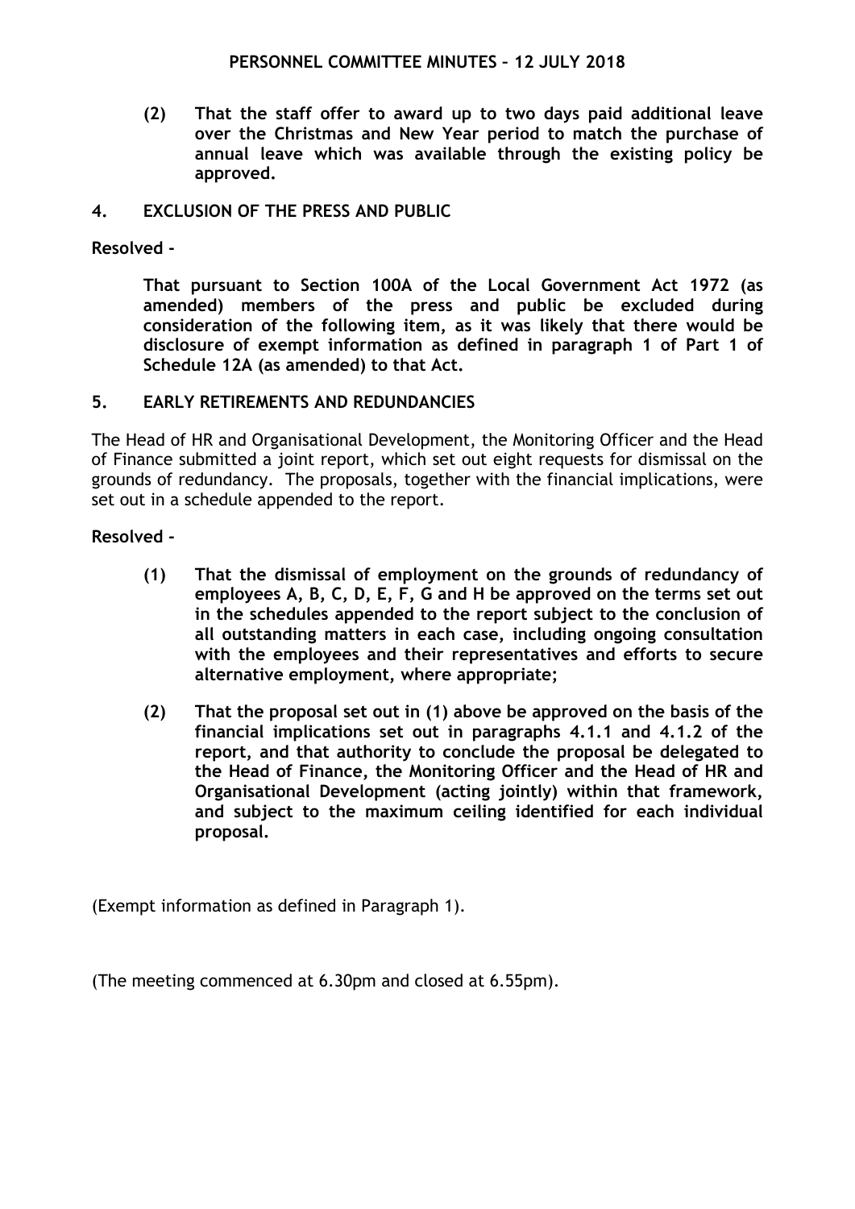**(2) That the staff offer to award up to two days paid additional leave over the Christmas and New Year period to match the purchase of annual leave which was available through the existing policy be approved.**

## 4. EXCLUSION OF THE PRESS AND PUBLIC

**Resolved -**

**That pursuant to Section 100A of the Local Government Act 1972 (as amended) members of the press and public be excluded during consideration of the following item, as it was likely that there would be disclosure of exempt information as defined in paragraph 1 of Part 1 of Schedule 12A (as amended) to that Act.**

## 5. EARLY RETIREMENTS AND REDUNDANCIES

The Head of HR and Organisational Development, the Monitoring Officer and the Head of Finance submitted a joint report, which set out eight requests for dismissal on the grounds of redundancy. The proposals, together with the financial implications, were set out in a schedule appended to the report.

**Resolved -**

**(1) That the dismissal of employment on the grounds of redundancy of employees A, B, C, D, E, F, G and H be approved on the terms set out in the schedules appended to the report subject to the conclusion of all outstanding matters in each case, including ongoing consultation with the employees and their representatives and efforts to secure alternative employment, where appropriate;**

**(2) That the proposal set out in (1) above be approved on the basis of the financial implications set out in paragraphs 4.1.1 and 4.1.2 of the report, and that authority to conclude the proposal be delegated to the Head of Finance, the Monitoring Officer and the Head of HR and Organisational Development (acting jointly) within that framework, and subject to the maximum ceiling identified for each individual proposal.**

(Exempt information as defined in Paragraph 1).

(The meeting commenced at 6.30pm and closed at 6.55pm).